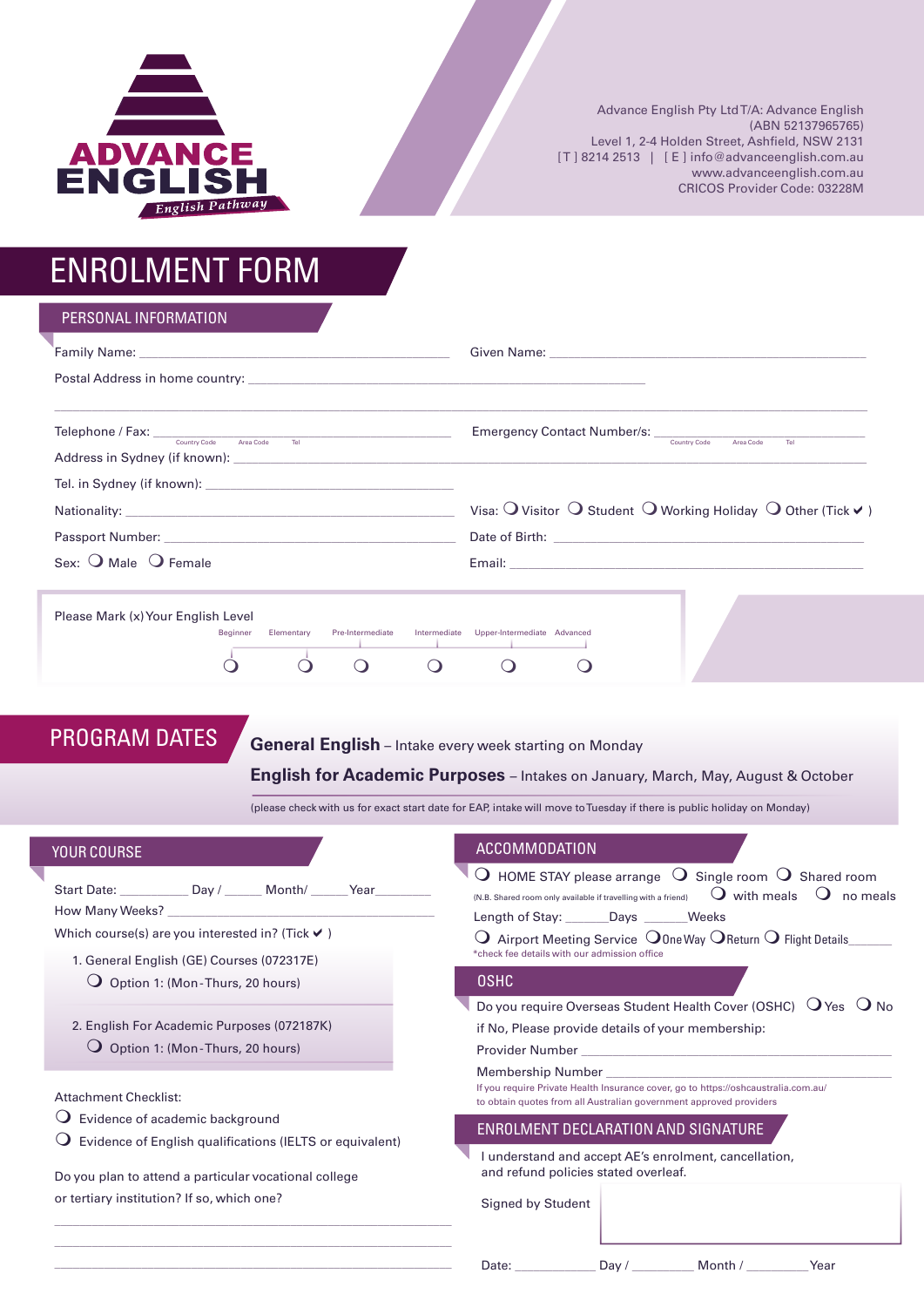ADVANCE ENGLISH
English Pathway

Advance English Pty Ltd T/A: Advance English
(ABN 52137965765)
Level 1, 2-4 Holden Street, Ashfield, NSW 2131
[T] 8214 2513 | [E] info@advanceenglish.com.au
www.advanceenglish.com.au
CRICOS Provider Code: 03228M

# ENROLMENT FORM

## PERSONAL INFORMATION

Family Name: ______________________ Given Name: ______________________

Postal Address in home country: ______________________

______________________

Telephone / Fax: ______________________ (Country Code, Area Code, Tel)

Emergency Contact Number/s: ______________________ (Country Code, Area Code, Tel)

Address in Sydney (if known): ______________________

Tel. in Sydney (if known): ______________________

Nationality: ______________________

Visa: ❍ Visitor ❍ Student ❍ Working Holiday ❍ Other (Tick ✔ )

Passport Number: ______________________

Date of Birth: ______________________

Sex: ❍ Male ❍ Female

Email: ______________________

Please Mark (x) Your English Level

| Beginner | Elementary | Pre-Intermediate | Intermediate | Upper-Intermediate | Advanced |
|---|---|---|---|---|---|
| ❍ | ❍ | ❍ | ❍ | ❍ | ❍ |

## PROGRAM DATES

**General English** – Intake every week starting on Monday

**English for Academic Purposes** – Intakes on January, March, May, August & October

(please check with us for exact start date for EAP, intake will move to Tuesday if there is public holiday on Monday)

## YOUR COURSE

Start Date: ________ Day / ______ Month/ ______ Year ________

How Many Weeks? ______________________

Which course(s) are you interested in? (Tick ✔ )

1. General English (GE) Courses (072317E)
   ❍ Option 1: (Mon-Thurs, 20 hours)

2. English For Academic Purposes (072187K)
   ❍ Option 1: (Mon-Thurs, 20 hours)

Attachment Checklist:

❍ Evidence of academic background

❍ Evidence of English qualifications (IELTS or equivalent)

Do you plan to attend a particular vocational college or tertiary institution? If so, which one?

______________________

______________________

______________________

## ACCOMMODATION

❍ HOME STAY please arrange ❍ Single room ❍ Shared room

(N.B. Shared room only available if travelling with a friend) ❍ with meals ❍ no meals

Length of Stay: ______ Days ______ Weeks

❍ Airport Meeting Service ❍ One Way ❍ Return ❍ Flight Details ______

*check fee details with our admission office

## OSHC

Do you require Overseas Student Health Cover (OSHC) ❍ Yes ❍ No

if No, Please provide details of your membership:

Provider Number ______________________

Membership Number ______________________

If you require Private Health Insurance cover, go to https://oshcaustralia.com.au/ to obtain quotes from all Australian government approved providers

## ENROLMENT DECLARATION AND SIGNATURE

I understand and accept AE's enrolment, cancellation, and refund policies stated overleaf.

Signed by Student

Date: __________ Day / ________ Month / ________ Year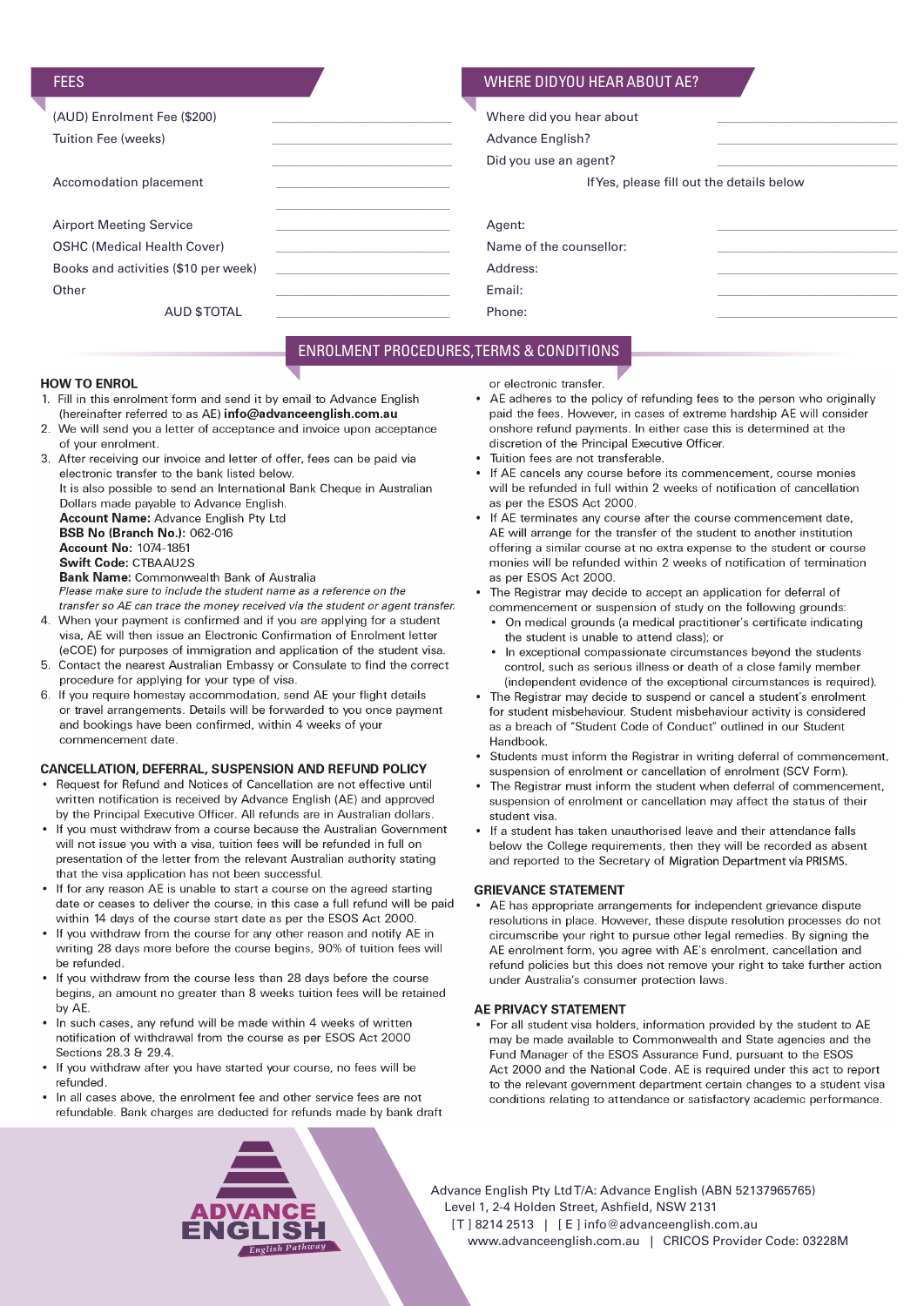## FEES

| | |
|---|---|
| (AUD) Enrolment Fee ($200) | |
| Tuition Fee (weeks) | |
| | |
| Accomodation placement | |
| | |
| Airport Meeting Service | |
| OSHC (Medical Health Cover) | |
| Books and activities ($10 per week) | |
| Other | |
| AUD $TOTAL | |

## WHERE DIDYOU HEAR ABOUT AE?

| | |
|---|---|
| Where did you hear about Advance English? | |
| Did you use an agent? | |

If Yes, please fill out the details below

| | |
|---|---|
| Agent: | |
| Name of the counsellor: | |
| Address: | |
| Email: | |
| Phone: | |

## ENROLMENT PROCEDURES, TERMS & CONDITIONS

### HOW TO ENROL

1. Fill in this enrolment form and send it by email to Advance English (hereinafter referred to as AE) **info@advanceenglish.com.au**
2. We will send you a letter of acceptance and invoice upon acceptance of your enrolment.
3. After receiving our invoice and letter of offer, fees can be paid via electronic transfer to the bank listed below.
   It is also possible to send an International Bank Cheque in Australian Dollars made payable to Advance English.
   **Account Name:** Advance English Pty Ltd
   **BSB No (Branch No.):** 062-016
   **Account No:** 1074-1851
   **Swift Code:** CTBAAU2S
   **Bank Name:** Commonwealth Bank of Australia
   *Please make sure to include the student name as a reference on the transfer so AE can trace the money received via the student or agent transfer.*
4. When your payment is confirmed and if you are applying for a student visa, AE will then issue an Electronic Confirmation of Enrolment letter (eCOE) for purposes of immigration and application of the student visa.
5. Contact the nearest Australian Embassy or Consulate to find the correct procedure for applying for your type of visa.
6. If you require homestay accommodation, send AE your flight details or travel arrangements. Details will be forwarded to you once payment and bookings have been confirmed, within 4 weeks of your commencement date.

### CANCELLATION, DEFERRAL, SUSPENSION AND REFUND POLICY

- Request for Refund and Notices of Cancellation are not effective until written notification is received by Advance English (AE) and approved by the Principal Executive Officer. All refunds are in Australian dollars.
- If you must withdraw from a course because the Australian Government will not issue you with a visa, tuition fees will be refunded in full on presentation of the letter from the relevant Australian authority stating that the visa application has not been successful.
- If for any reason AE is unable to start a course on the agreed starting date or ceases to deliver the course, in this case a full refund will be paid within 14 days of the course start date as per the ESOS Act 2000.
- If you withdraw from the course for any other reason and notify AE in writing 28 days more before the course begins, 90% of tuition fees will be refunded.
- If you withdraw from the course less than 28 days before the course begins, an amount no greater than 8 weeks tuition fees will be retained by AE.
- In such cases, any refund will be made within 4 weeks of written notification of withdrawal from the course as per ESOS Act 2000 Sections 28.3 & 29.4.
- If you withdraw after you have started your course, no fees will be refunded.
- In all cases above, the enrolment fee and other service fees are not refundable. Bank charges are deducted for refunds made by bank draft or electronic transfer.
- AE adheres to the policy of refunding fees to the person who originally paid the fees. However, in cases of extreme hardship AE will consider onshore refund payments. In either case this is determined at the discretion of the Principal Executive Officer.
- Tuition fees are not transferable.
- If AE cancels any course before its commencement, course monies will be refunded in full within 2 weeks of notification of cancellation as per the ESOS Act 2000.
- If AE terminates any course after the course commencement date, AE will arrange for the transfer of the student to another institution offering a similar course at no extra expense to the student or course monies will be refunded within 2 weeks of notification of termination as per ESOS Act 2000.
- The Registrar may decide to accept an application for deferral of commencement or suspension of study on the following grounds:
  - On medical grounds (a medical practitioner's certificate indicating the student is unable to attend class); or
  - In exceptional compassionate circumstances beyond the students control, such as serious illness or death of a close family member (independent evidence of the exceptional circumstances is required).
- The Registrar may decide to suspend or cancel a student's enrolment for student misbehaviour. Student misbehaviour activity is considered as a breach of "Student Code of Conduct" outlined in our Student Handbook.
- Students must inform the Registrar in writing deferral of commencement, suspension of enrolment or cancellation of enrolment (SCV Form).
- The Registrar must inform the student when deferral of commencement, suspension of enrolment or cancellation may affect the status of their student visa.
- If a student has taken unauthorised leave and their attendance falls below the College requirements, then they will be recorded as absent and reported to the Secretary of Migration Department via PRISMS.

### GRIEVANCE STATEMENT

- AE has appropriate arrangements for independent grievance dispute resolutions in place. However, these dispute resolution processes do not circumscribe your right to pursue other legal remedies. By signing the AE enrolment form, you agree with AE's enrolment, cancellation and refund policies but this does not remove your right to take further action under Australia's consumer protection laws.

### AE PRIVACY STATEMENT

- For all student visa holders, information provided by the student to AE may be made available to Commonwealth and State agencies and the Fund Manager of the ESOS Assurance Fund, pursuant to the ESOS Act 2000 and the National Code. AE is required under this act to report to the relevant government department certain changes to a student visa conditions relating to attendance or satisfactory academic performance.

ADVANCE ENGLISH
English Pathway

Advance English Pty Ltd T/A: Advance English (ABN 52137965765)
Level 1, 2-4 Holden Street, Ashfield, NSW 2131
[ T ] 8214 2513 | [ E ] info@advanceenglish.com.au
www.advanceenglish.com.au | CRICOS Provider Code: 03228M